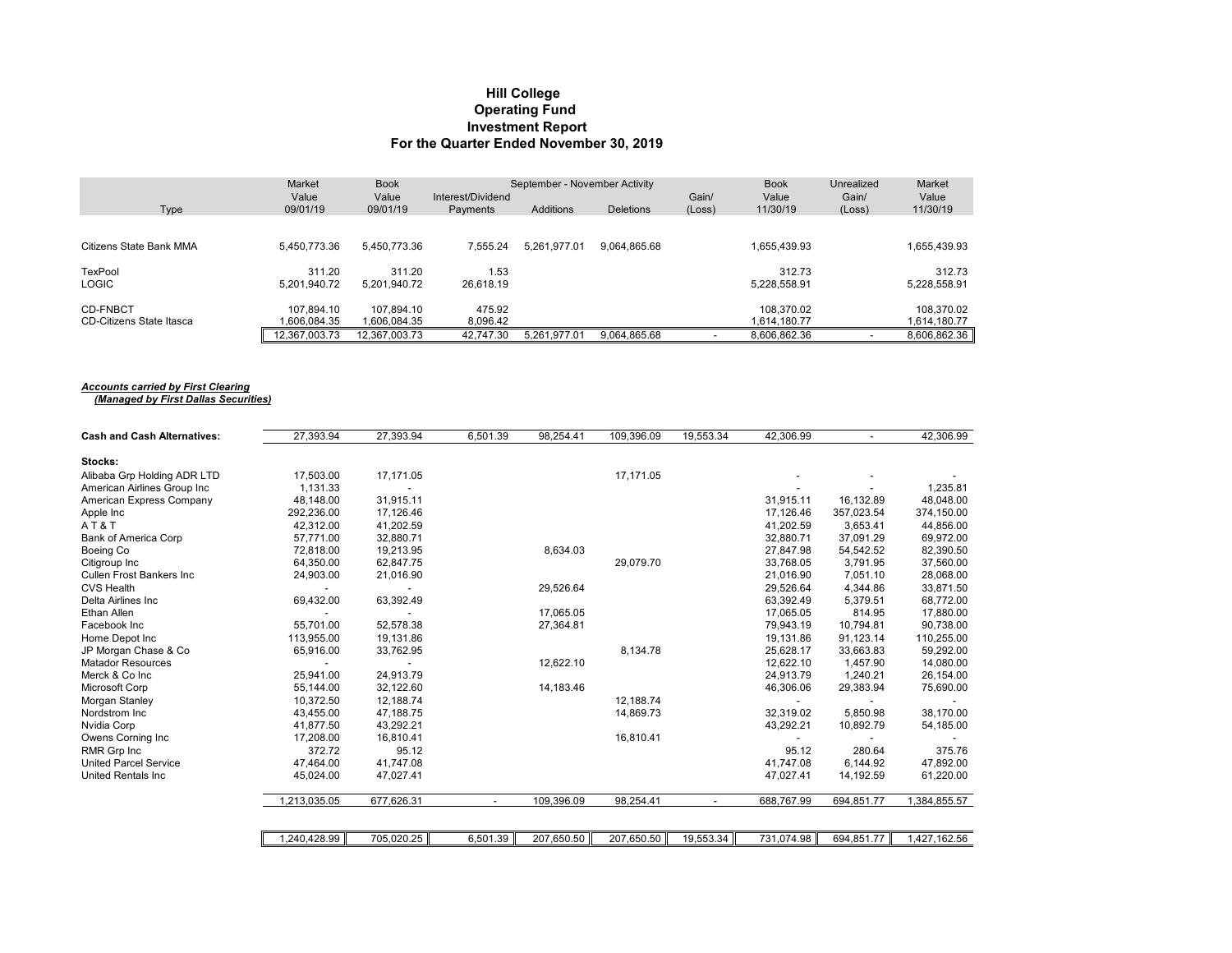# Hill College
## Operating Fund
## Investment Report
## For the Quarter Ended November 30, 2019

| Type | Market Value 09/01/19 | Book Value 09/01/19 | September - November Activity Interest/Dividend Payments | Additions | Deletions | Gain/ (Loss) | Book Value 11/30/19 | Unrealized Gain/ (Loss) | Market Value 11/30/19 |
|---|---|---|---|---|---|---|---|---|---|
| Citizens State Bank MMA | 5,450,773.36 | 5,450,773.36 | 7,555.24 | 5,261,977.01 | 9,064,865.68 | | 1,655,439.93 | | 1,655,439.93 |
| TexPool | 311.20 | 311.20 | 1.53 | | | | 312.73 | | 312.73 |
| LOGIC | 5,201,940.72 | 5,201,940.72 | 26,618.19 | | | | 5,228,558.91 | | 5,228,558.91 |
| CD-FNBCT | 107,894.10 | 107,894.10 | 475.92 | | | | 108,370.02 | | 108,370.02 |
| CD-Citizens State Itasca | 1,606,084.35 | 1,606,084.35 | 8,096.42 | | | | 1,614,180.77 | | 1,614,180.77 |
| | 12,367,003.73 | 12,367,003.73 | 42,747.30 | 5,261,977.01 | 9,064,865.68 | - | 8,606,862.36 | - | 8,606,862.36 |

***Accounts carried by First Clearing***
***(Managed by First Dallas Securities)***

| Type | Market Value 09/01/19 | Book Value 09/01/19 | Interest/Dividend Payments | Additions | Deletions | Gain/ (Loss) | Book Value 11/30/19 | Unrealized Gain/ (Loss) | Market Value 11/30/19 |
|---|---|---|---|---|---|---|---|---|---|
| **Cash and Cash Alternatives:** | 27,393.94 | 27,393.94 | 6,501.39 | 98,254.41 | 109,396.09 | 19,553.34 | 42,306.99 | - | 42,306.99 |
| **Stocks:** | | | | | | | | | |
| Alibaba Grp Holding ADR LTD | 17,503.00 | 17,171.05 | | | 17,171.05 | | - | - | - |
| American Airlines Group Inc | 1,131.33 | - | | | | | - | - | 1,235.81 |
| American Express Company | 48,148.00 | 31,915.11 | | | | | 31,915.11 | 16,132.89 | 48,048.00 |
| Apple Inc | 292,236.00 | 17,126.46 | | | | | 17,126.46 | 357,023.54 | 374,150.00 |
| A T & T | 42,312.00 | 41,202.59 | | | | | 41,202.59 | 3,653.41 | 44,856.00 |
| Bank of America Corp | 57,771.00 | 32,880.71 | | | | | 32,880.71 | 37,091.29 | 69,972.00 |
| Boeing Co | 72,818.00 | 19,213.95 | | 8,634.03 | | | 27,847.98 | 54,542.52 | 82,390.50 |
| Citigroup Inc | 64,350.00 | 62,847.75 | | | 29,079.70 | | 33,768.05 | 3,791.95 | 37,560.00 |
| Cullen Frost Bankers Inc | 24,903.00 | 21,016.90 | | | | | 21,016.90 | 7,051.10 | 28,068.00 |
| CVS Health | - | - | | 29,526.64 | | | 29,526.64 | 4,344.86 | 33,871.50 |
| Delta Airlines Inc | 69,432.00 | 63,392.49 | | | | | 63,392.49 | 5,379.51 | 68,772.00 |
| Ethan Allen | - | - | | 17,065.05 | | | 17,065.05 | 814.95 | 17,880.00 |
| Facebook Inc | 55,701.00 | 52,578.38 | | 27,364.81 | | | 79,943.19 | 10,794.81 | 90,738.00 |
| Home Depot Inc | 113,955.00 | 19,131.86 | | | | | 19,131.86 | 91,123.14 | 110,255.00 |
| JP Morgan Chase & Co | 65,916.00 | 33,762.95 | | | 8,134.78 | | 25,628.17 | 33,663.83 | 59,292.00 |
| Matador Resources | - | - | | 12,622.10 | | | 12,622.10 | 1,457.90 | 14,080.00 |
| Merck & Co Inc | 25,941.00 | 24,913.79 | | | | | 24,913.79 | 1,240.21 | 26,154.00 |
| Microsoft Corp | 55,144.00 | 32,122.60 | | 14,183.46 | | | 46,306.06 | 29,383.94 | 75,690.00 |
| Morgan Stanley | 10,372.50 | 12,188.74 | | | 12,188.74 | | - | - | - |
| Nordstrom Inc | 43,455.00 | 47,188.75 | | | 14,869.73 | | 32,319.02 | 5,850.98 | 38,170.00 |
| Nvidia Corp | 41,877.50 | 43,292.21 | | | | | 43,292.21 | 10,892.79 | 54,185.00 |
| Owens Corning Inc | 17,208.00 | 16,810.41 | | | 16,810.41 | | - | - | - |
| RMR Grp Inc | 372.72 | 95.12 | | | | | 95.12 | 280.64 | 375.76 |
| United Parcel Service | 47,464.00 | 41,747.08 | | | | | 41,747.08 | 6,144.92 | 47,892.00 |
| United Rentals Inc | 45,024.00 | 47,027.41 | | | | | 47,027.41 | 14,192.59 | 61,220.00 |
| | 1,213,035.05 | 677,626.31 | - | 109,396.09 | 98,254.41 | - | 688,767.99 | 694,851.77 | 1,384,855.57 |
| | 1,240,428.99 | 705,020.25 | 6,501.39 | 207,650.50 | 207,650.50 | 19,553.34 | 731,074.98 | 694,851.77 | 1,427,162.56 |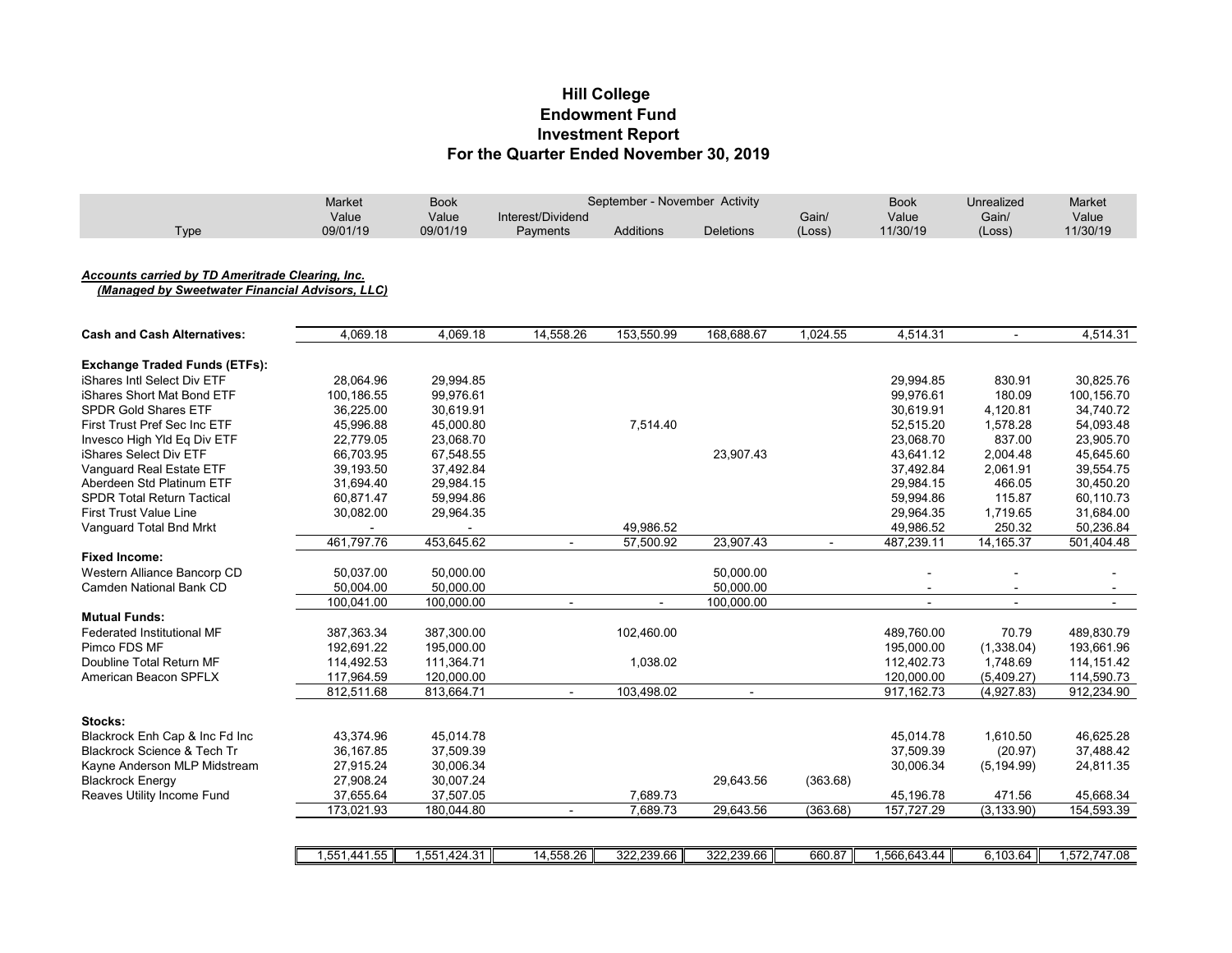# Hill College
## Endowment Fund
## Investment Report
## For the Quarter Ended November 30, 2019

| Type | Market Value 09/01/19 | Book Value 09/01/19 | September - November Activity Interest/Dividend Payments | Additions | Deletions | Gain/ (Loss) | Book Value 11/30/19 | Unrealized Gain/ (Loss) | Market Value 11/30/19 |
|---|---|---|---|---|---|---|---|---|---|
| ***Accounts carried by TD Ameritrade Clearing, Inc.*** | | | | | | | | | |
| ***(Managed by Sweetwater Financial Advisors, LLC)*** | | | | | | | | | |
| **Cash and Cash Alternatives:** | 4,069.18 | 4,069.18 | 14,558.26 | 153,550.99 | 168,688.67 | 1,024.55 | 4,514.31 | - | 4,514.31 |
| **Exchange Traded Funds (ETFs):** | | | | | | | | | |
| iShares Intl Select Div ETF | 28,064.96 | 29,994.85 | | | | | 29,994.85 | 830.91 | 30,825.76 |
| iShares Short Mat Bond ETF | 100,186.55 | 99,976.61 | | | | | 99,976.61 | 180.09 | 100,156.70 |
| SPDR Gold Shares ETF | 36,225.00 | 30,619.91 | | | | | 30,619.91 | 4,120.81 | 34,740.72 |
| First Trust Pref Sec Inc ETF | 45,996.88 | 45,000.80 | | 7,514.40 | | | 52,515.20 | 1,578.28 | 54,093.48 |
| Invesco High Yld Eq Div ETF | 22,779.05 | 23,068.70 | | | | | 23,068.70 | 837.00 | 23,905.70 |
| iShares Select Div ETF | 66,703.95 | 67,548.55 | | | 23,907.43 | | 43,641.12 | 2,004.48 | 45,645.60 |
| Vanguard Real Estate ETF | 39,193.50 | 37,492.84 | | | | | 37,492.84 | 2,061.91 | 39,554.75 |
| Aberdeen Std Platinum ETF | 31,694.40 | 29,984.15 | | | | | 29,984.15 | 466.05 | 30,450.20 |
| SPDR Total Return Tactical | 60,871.47 | 59,994.86 | | | | | 59,994.86 | 115.87 | 60,110.73 |
| First Trust Value Line | 30,082.00 | 29,964.35 | | | | | 29,964.35 | 1,719.65 | 31,684.00 |
| Vanguard Total Bnd Mrkt | - | - | | 49,986.52 | | | 49,986.52 | 250.32 | 50,236.84 |
| | 461,797.76 | 453,645.62 | - | 57,500.92 | 23,907.43 | - | 487,239.11 | 14,165.37 | 501,404.48 |
| **Fixed Income:** | | | | | | | | | |
| Western Alliance Bancorp CD | 50,037.00 | 50,000.00 | | | 50,000.00 | | - | - | - |
| Camden National Bank CD | 50,004.00 | 50,000.00 | | | 50,000.00 | | - | - | - |
| | 100,041.00 | 100,000.00 | - | - | 100,000.00 | | - | - | - |
| **Mutual Funds:** | | | | | | | | | |
| Federated Institutional MF | 387,363.34 | 387,300.00 | | 102,460.00 | | | 489,760.00 | 70.79 | 489,830.79 |
| Pimco FDS MF | 192,691.22 | 195,000.00 | | | | | 195,000.00 | (1,338.04) | 193,661.96 |
| Doubline Total Return MF | 114,492.53 | 111,364.71 | | 1,038.02 | | | 112,402.73 | 1,748.69 | 114,151.42 |
| American Beacon SPFLX | 117,964.59 | 120,000.00 | | | | | 120,000.00 | (5,409.27) | 114,590.73 |
| | 812,511.68 | 813,664.71 | - | 103,498.02 | - | | 917,162.73 | (4,927.83) | 912,234.90 |
| **Stocks:** | | | | | | | | | |
| Blackrock Enh Cap & Inc Fd Inc | 43,374.96 | 45,014.78 | | | | | 45,014.78 | 1,610.50 | 46,625.28 |
| Blackrock Science & Tech Tr | 36,167.85 | 37,509.39 | | | | | 37,509.39 | (20.97) | 37,488.42 |
| Kayne Anderson MLP Midstream | 27,915.24 | 30,006.34 | | | | | 30,006.34 | (5,194.99) | 24,811.35 |
| Blackrock Energy | 27,908.24 | 30,007.24 | | | 29,643.56 | (363.68) | | | |
| Reaves Utility Income Fund | 37,655.64 | 37,507.05 | | 7,689.73 | | | 45,196.78 | 471.56 | 45,668.34 |
| | 173,021.93 | 180,044.80 | - | 7,689.73 | 29,643.56 | (363.68) | 157,727.29 | (3,133.90) | 154,593.39 |
| | 1,551,441.55 | 1,551,424.31 | 14,558.26 | 322,239.66 | 322,239.66 | 660.87 | 1,566,643.44 | 6,103.64 | 1,572,747.08 |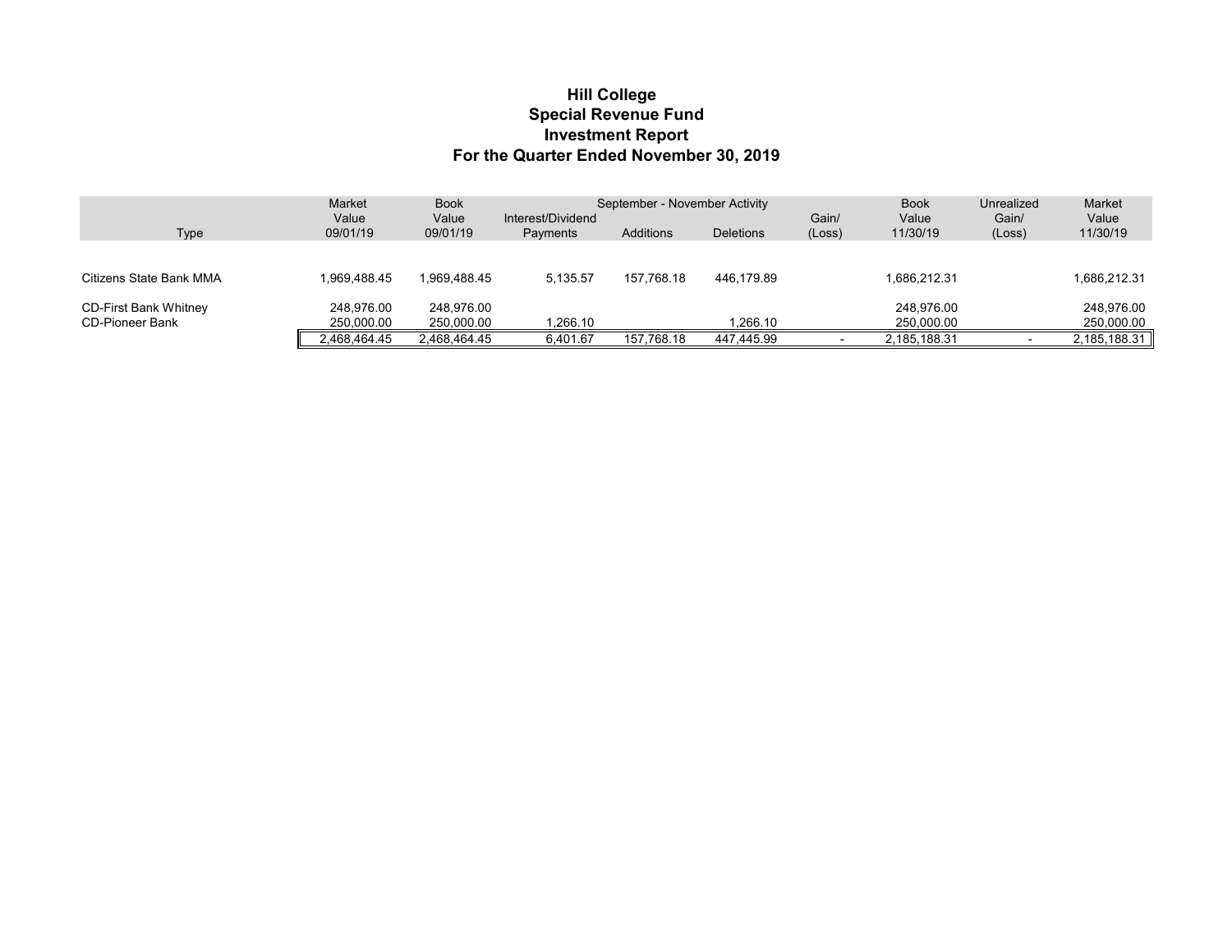# Hill College
## Special Revenue Fund
## Investment Report
## For the Quarter Ended November 30, 2019

| Type | Market Value 09/01/19 | Book Value 09/01/19 | September - November Activity Interest/Dividend Payments | Additions | Deletions | Gain/ (Loss) | Book Value 11/30/19 | Unrealized Gain/ (Loss) | Market Value 11/30/19 |
|---|---|---|---|---|---|---|---|---|---|
| Citizens State Bank MMA | 1,969,488.45 | 1,969,488.45 | 5,135.57 | 157,768.18 | 446,179.89 | | 1,686,212.31 | | 1,686,212.31 |
| CD-First Bank Whitney | 248,976.00 | 248,976.00 | | | | | 248,976.00 | | 248,976.00 |
| CD-Pioneer Bank | 250,000.00 | 250,000.00 | 1,266.10 | | 1,266.10 | | 250,000.00 | | 250,000.00 |
| | 2,468,464.45 | 2,468,464.45 | 6,401.67 | 157,768.18 | 447,445.99 | - | 2,185,188.31 | - | 2,185,188.31 |